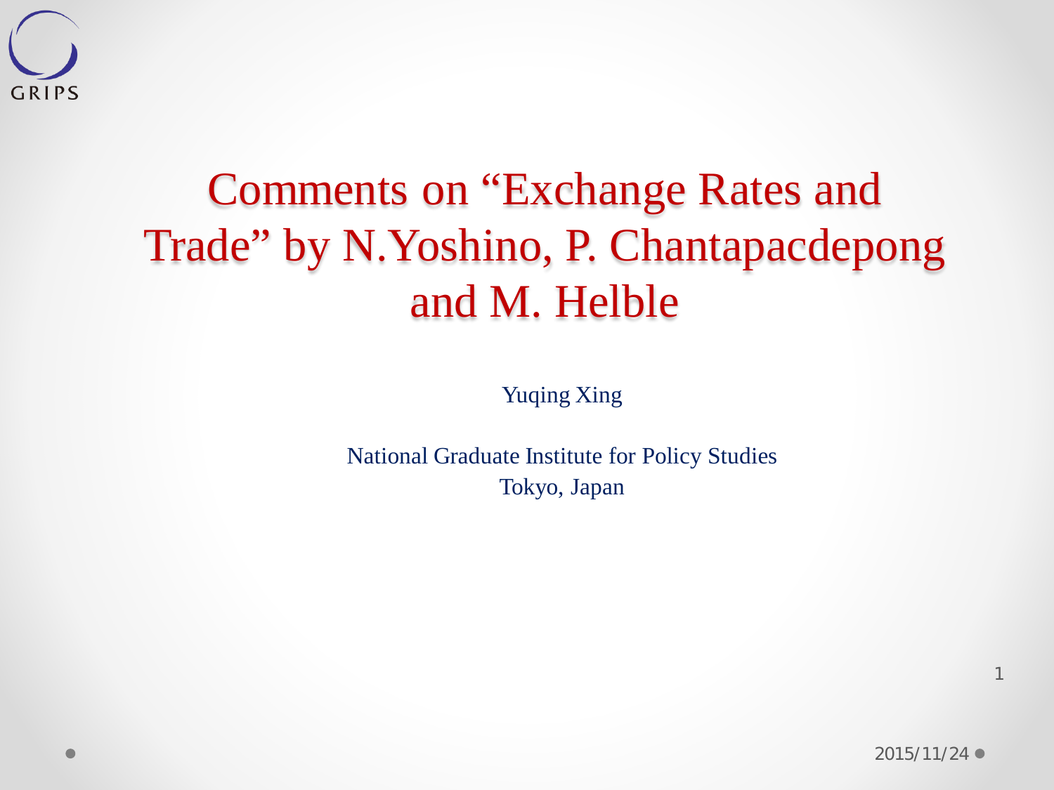# Comments on "Exchange Rates and Trade" by N.Yoshino, P. Chantapacdepong and M. Helble

Yuqing Xing

National Graduate Institute for Policy Studies
Tokyo, Japan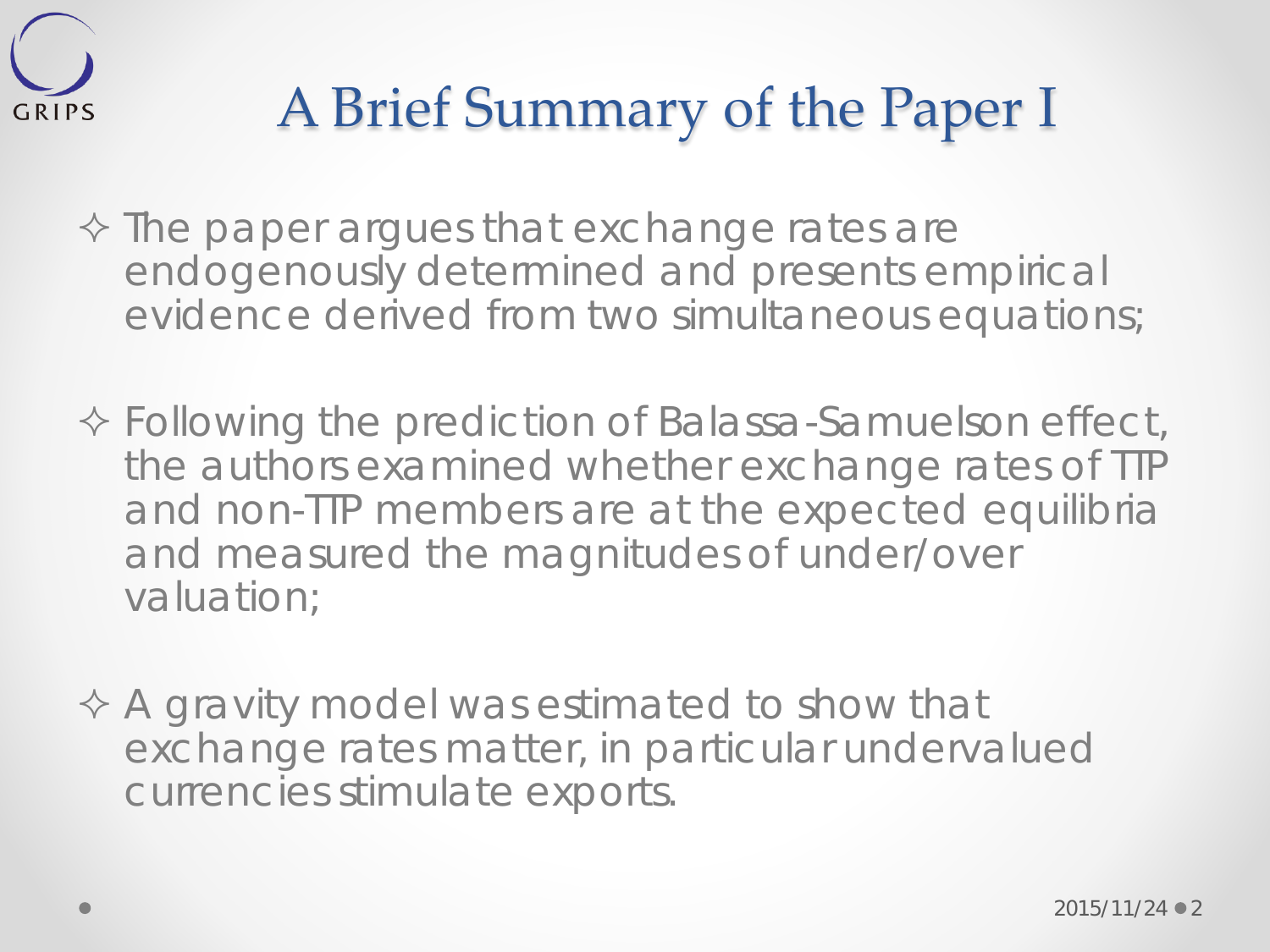# A Brief Summary of the Paper I

- ✧ The paper argues that exchange rates are endogenously determined and presents empirical evidence derived from two simultaneous equations;
- ✧ Following the prediction of Balassa-Samuelson effect, the authors examined whether exchange rates of TTP and non-TTP members are at the expected equilibria and measured the magnitudes of under/over valuation;
- ✧ A gravity model was estimated to show that exchange rates matter, in particular undervalued currencies stimulate exports.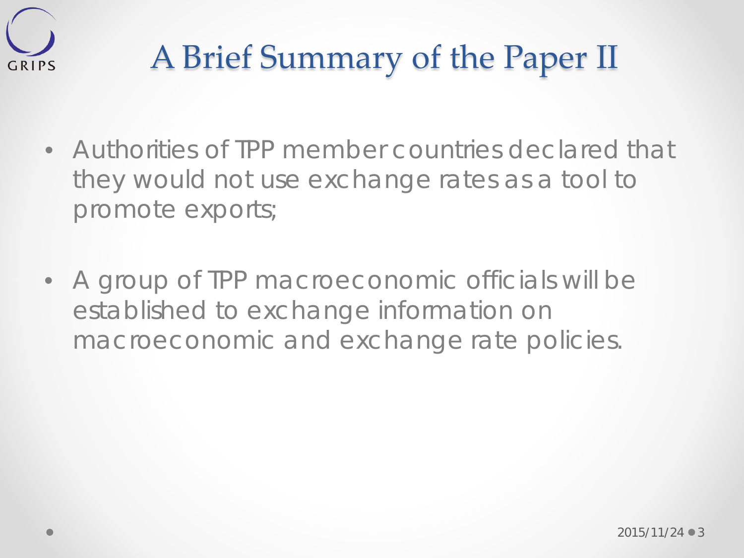# A Brief Summary of the Paper II

- Authorities of TPP member countries declared that they would not use exchange rates as a tool to promote exports;
- A group of TPP macroeconomic officials will be established to exchange information on macroeconomic and exchange rate policies.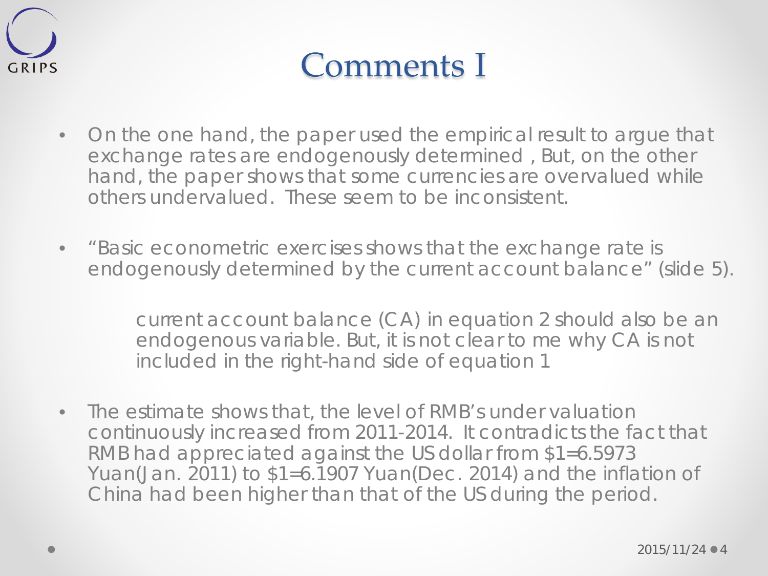# Comments I

- On the one hand, the paper used the empirical result to argue that exchange rates are endogenously determined , But, on the other hand, the paper shows that some currencies are overvalued while others undervalued. These seem to be inconsistent.

- "Basic econometric exercises shows that the exchange rate is endogenously determined by the current account balance" (slide 5).

  current account balance (CA) in equation 2 should also be an endogenous variable. But, it is not clear to me why CA is not included in the right-hand side of equation 1

- The estimate shows that, the level of RMB's under valuation continuously increased from 2011-2014. It contradicts the fact that RMB had appreciated against the US dollar from $1=6.5973 Yuan(Jan. 2011) to $1=6.1907 Yuan(Dec. 2014) and the inflation of China had been higher than that of the US during the period.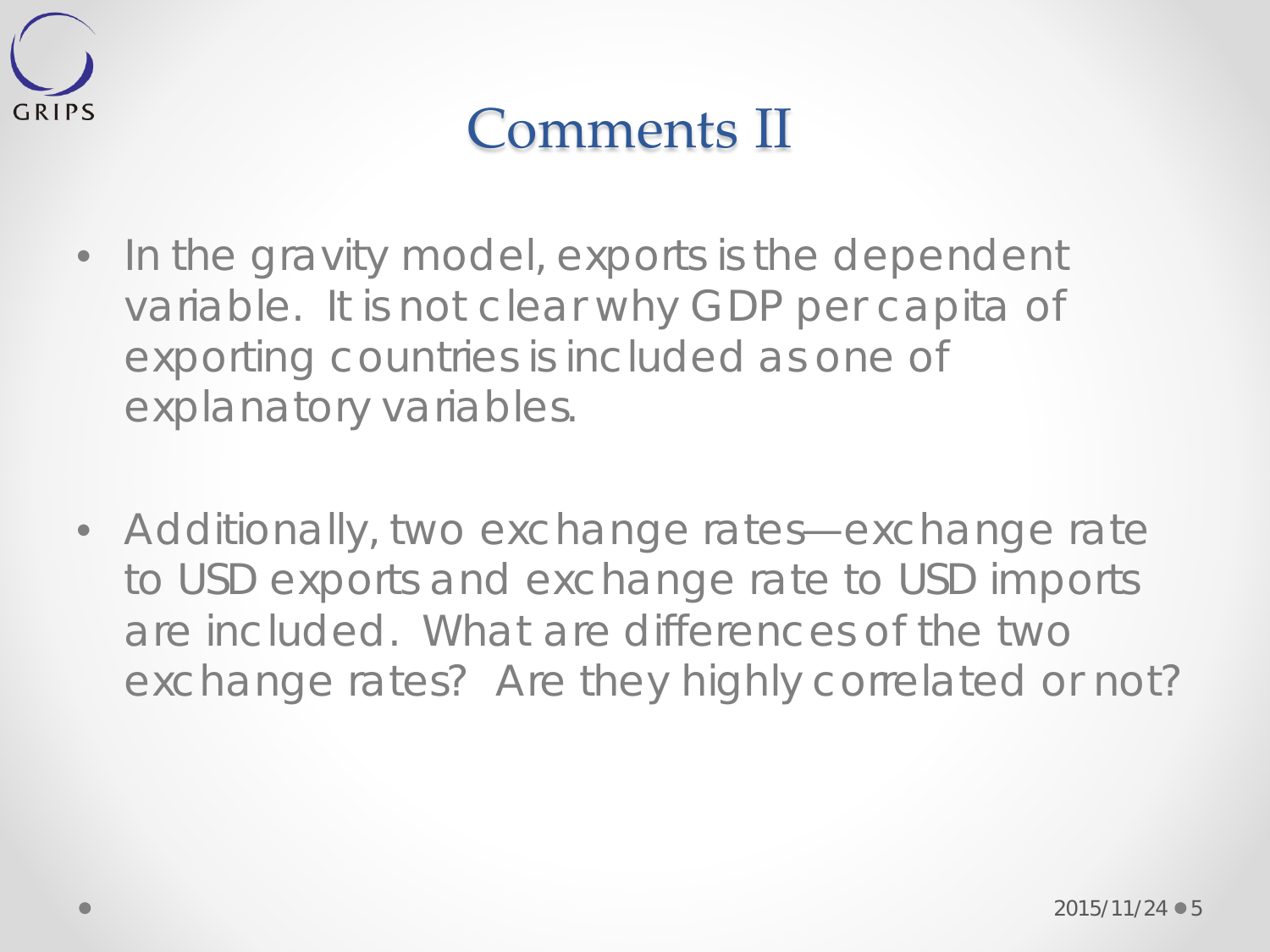# Comments II

- In the gravity model, exports is the dependent variable. It is not clear why GDP per capita of exporting countries is included as one of explanatory variables.

- Additionally, two exchange rates—exchange rate to USD exports and exchange rate to USD imports are included. What are differences of the two exchange rates? Are they highly correlated or not?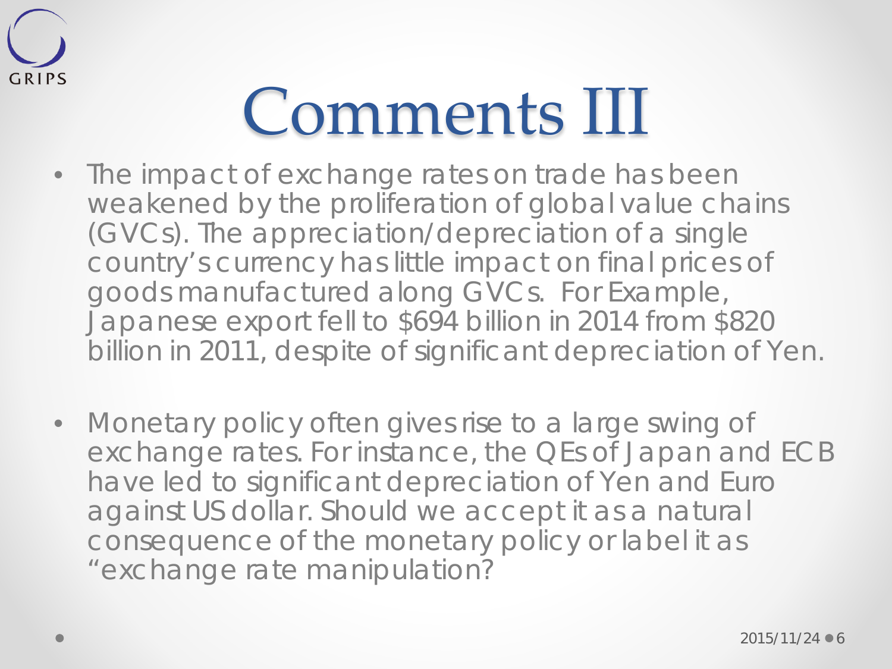# Comments III

- The impact of exchange rates on trade has been weakened by the proliferation of global value chains (GVCs). The appreciation/depreciation of a single country's currency has little impact on final prices of goods manufactured along GVCs. For Example, Japanese export fell to $694 billion in 2014 from $820 billion in 2011, despite of significant depreciation of Yen.

- Monetary policy often gives rise to a large swing of exchange rates. For instance, the QEs of Japan and ECB have led to significant depreciation of Yen and Euro against US dollar. Should we accept it as a natural consequence of the monetary policy or label it as "exchange rate manipulation?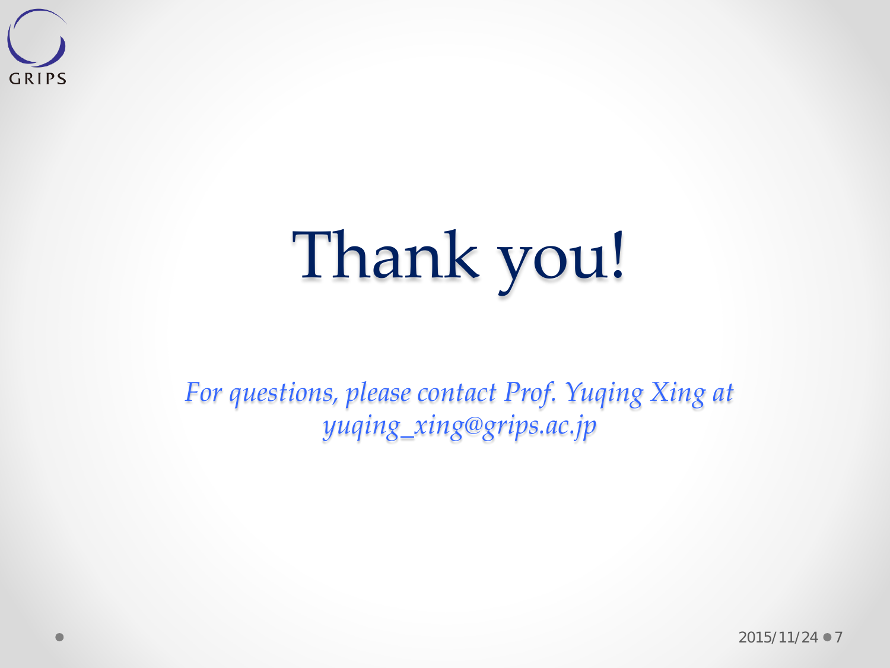# Thank you!

*For questions, please contact Prof. Yuqing Xing at yuqing_xing@grips.ac.jp*